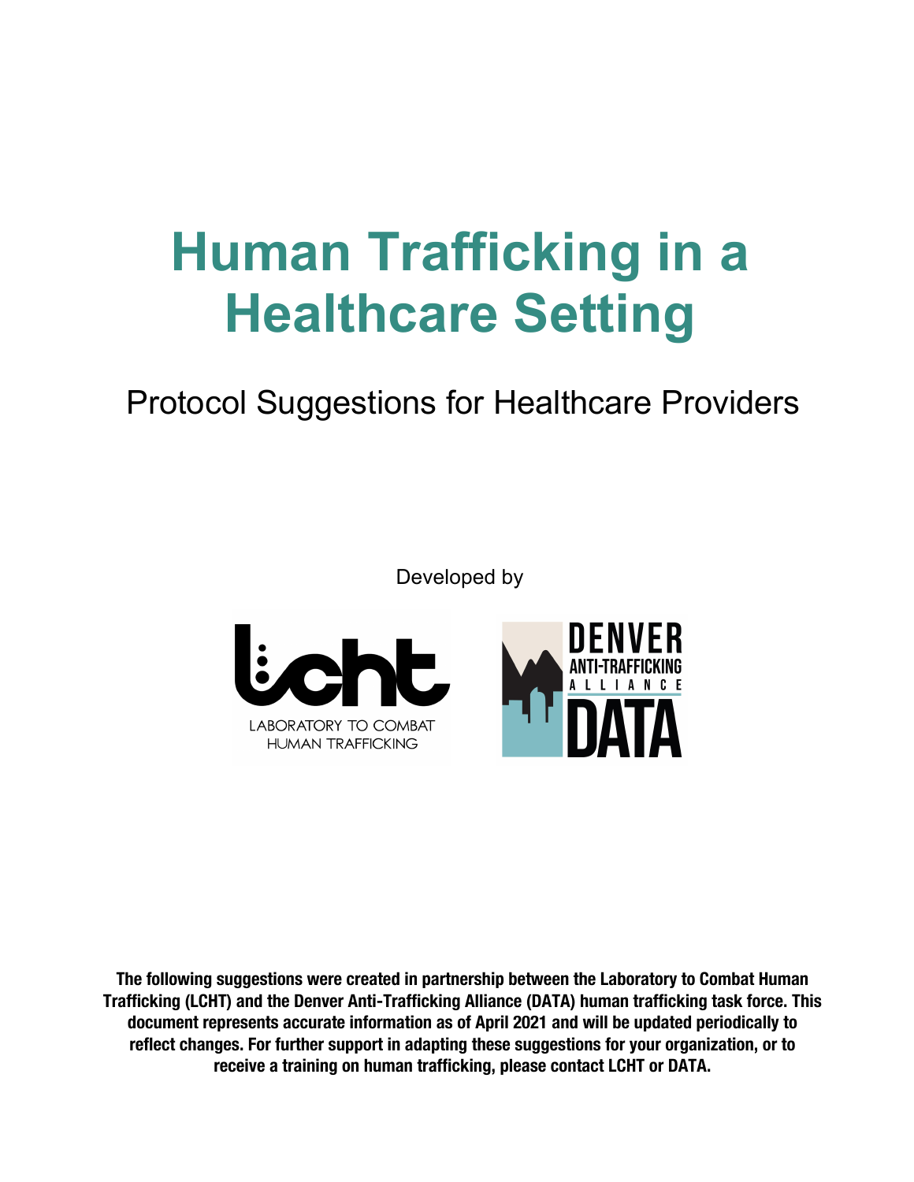# Human Trafficking in a Healthcare Setting

## Protocol Suggestions for Healthcare Providers

Developed by

LCHT
LABORATORY TO COMBAT HUMAN TRAFFICKING

DENVER ANTI-TRAFFICKING ALLIANCE
DATA

**The following suggestions were created in partnership between the Laboratory to Combat Human Trafficking (LCHT) and the Denver Anti-Trafficking Alliance (DATA) human trafficking task force. This document represents accurate information as of April 2021 and will be updated periodically to reflect changes. For further support in adapting these suggestions for your organization, or to receive a training on human trafficking, please contact LCHT or DATA.**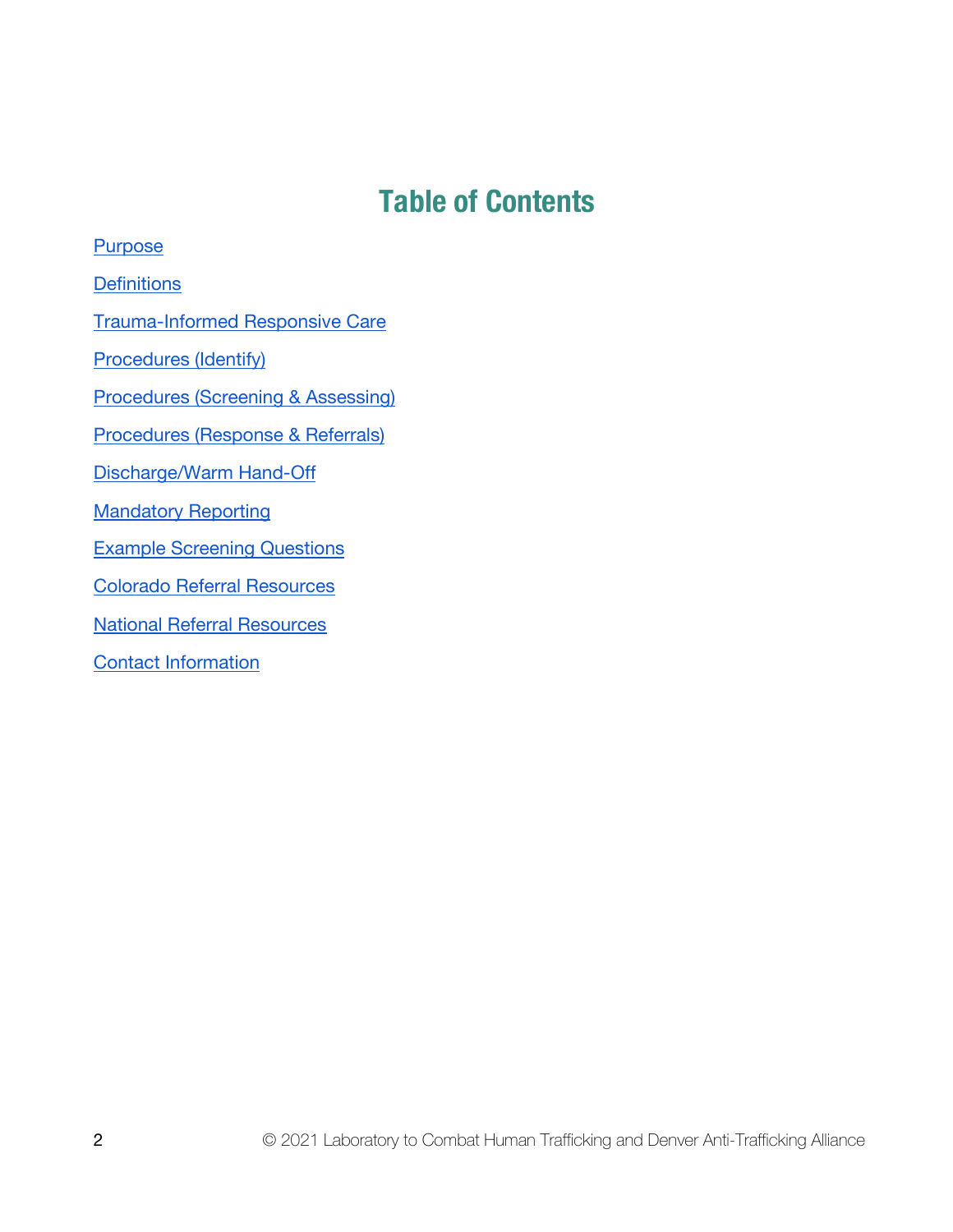# Table of Contents

Purpose

Definitions

Trauma-Informed Responsive Care

Procedures (Identify)

Procedures (Screening & Assessing)

Procedures (Response & Referrals)

Discharge/Warm Hand-Off

Mandatory Reporting

Example Screening Questions

Colorado Referral Resources

National Referral Resources

Contact Information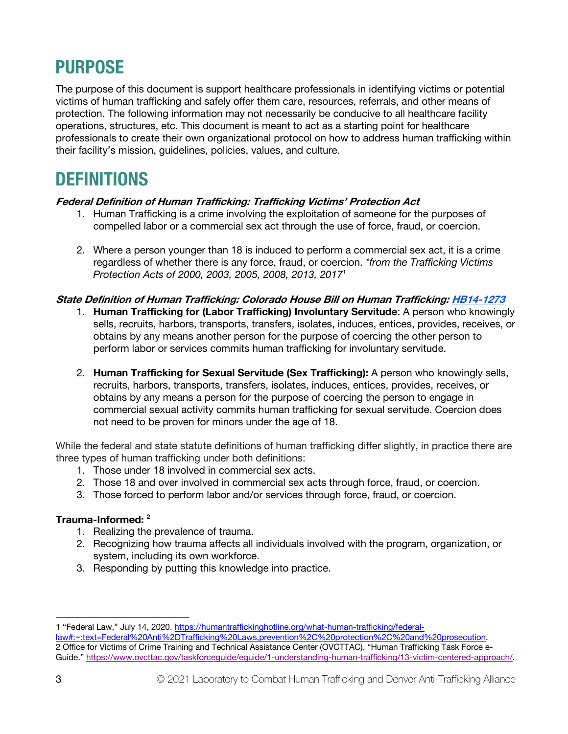# PURPOSE

The purpose of this document is support healthcare professionals in identifying victims or potential victims of human trafficking and safely offer them care, resources, referrals, and other means of protection. The following information may not necessarily be conducive to all healthcare facility operations, structures, etc. This document is meant to act as a starting point for healthcare professionals to create their own organizational protocol on how to address human trafficking within their facility's mission, guidelines, policies, values, and culture.

# DEFINITIONS

***Federal Definition of Human Trafficking: Trafficking Victims' Protection Act***

1. Human Trafficking is a crime involving the exploitation of someone for the purposes of compelled labor or a commercial sex act through the use of force, fraud, or coercion.

2. Where a person younger than 18 is induced to perform a commercial sex act, it is a crime regardless of whether there is any force, fraud, or coercion. *\*from the Trafficking Victims Protection Acts of 2000, 2003, 2005, 2008, 2013, 2017*[1]

***State Definition of Human Trafficking: Colorado House Bill on Human Trafficking: HB14-1273***

1. **Human Trafficking for (Labor Trafficking) Involuntary Servitude**: A person who knowingly sells, recruits, harbors, transports, transfers, isolates, induces, entices, provides, receives, or obtains by any means another person for the purpose of coercing the other person to perform labor or services commits human trafficking for involuntary servitude.

2. **Human Trafficking for Sexual Servitude (Sex Trafficking):** A person who knowingly sells, recruits, harbors, transports, transfers, isolates, induces, entices, provides, receives, or obtains by any means a person for the purpose of coercing the person to engage in commercial sexual activity commits human trafficking for sexual servitude. Coercion does not need to be proven for minors under the age of 18.

While the federal and state statute definitions of human trafficking differ slightly, in practice there are three types of human trafficking under both definitions:

1. Those under 18 involved in commercial sex acts.
2. Those 18 and over involved in commercial sex acts through force, fraud, or coercion.
3. Those forced to perform labor and/or services through force, fraud, or coercion.

**Trauma-Informed:** [2]

1. Realizing the prevalence of trauma.
2. Recognizing how trauma affects all individuals involved with the program, organization, or system, including its own workforce.
3. Responding by putting this knowledge into practice.

---

1 "Federal Law," July 14, 2020. https://humantraffickinghotline.org/what-human-trafficking/federal-law#:~:text=Federal%20Anti%2DTrafficking%20Laws,prevention%2C%20protection%2C%20and%20prosecution.

2 Office for Victims of Crime Training and Technical Assistance Center (OVCTTAC). "Human Trafficking Task Force e-Guide." https://www.ovcttac.gov/taskforceguide/eguide/1-understanding-human-trafficking/13-victim-centered-approach/.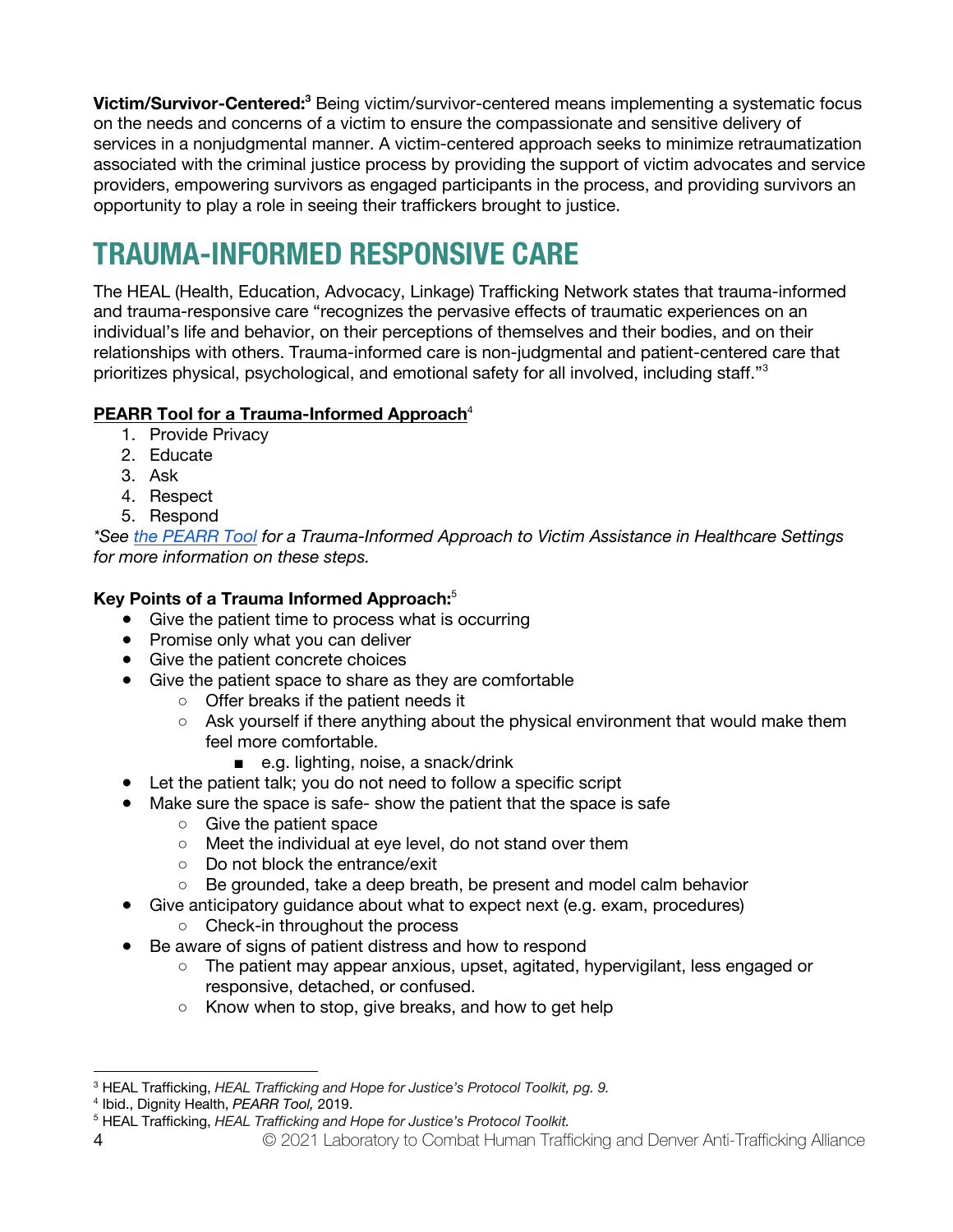**Victim/Survivor-Centered:**[3] Being victim/survivor-centered means implementing a systematic focus on the needs and concerns of a victim to ensure the compassionate and sensitive delivery of services in a nonjudgmental manner. A victim-centered approach seeks to minimize retraumatization associated with the criminal justice process by providing the support of victim advocates and service providers, empowering survivors as engaged participants in the process, and providing survivors an opportunity to play a role in seeing their traffickers brought to justice.

## TRAUMA-INFORMED RESPONSIVE CARE

The HEAL (Health, Education, Advocacy, Linkage) Trafficking Network states that trauma-informed and trauma-responsive care "recognizes the pervasive effects of traumatic experiences on an individual's life and behavior, on their perceptions of themselves and their bodies, and on their relationships with others. Trauma-informed care is non-judgmental and patient-centered care that prioritizes physical, psychological, and emotional safety for all involved, including staff."[3]

**PEARR Tool for a Trauma-Informed Approach**[4]

1. Provide Privacy
2. Educate
3. Ask
4. Respect
5. Respond

*\*See the PEARR Tool for a Trauma-Informed Approach to Victim Assistance in Healthcare Settings for more information on these steps.*

**Key Points of a Trauma Informed Approach:**[5]

- Give the patient time to process what is occurring
- Promise only what you can deliver
- Give the patient concrete choices
- Give the patient space to share as they are comfortable
  - Offer breaks if the patient needs it
  - Ask yourself if there anything about the physical environment that would make them feel more comfortable.
    - e.g. lighting, noise, a snack/drink
- Let the patient talk; you do not need to follow a specific script
- Make sure the space is safe- show the patient that the space is safe
  - Give the patient space
  - Meet the individual at eye level, do not stand over them
  - Do not block the entrance/exit
  - Be grounded, take a deep breath, be present and model calm behavior
- Give anticipatory guidance about what to expect next (e.g. exam, procedures)
  - Check-in throughout the process
- Be aware of signs of patient distress and how to respond
  - The patient may appear anxious, upset, agitated, hypervigilant, less engaged or responsive, detached, or confused.
  - Know when to stop, give breaks, and how to get help

---

[3] HEAL Trafficking, *HEAL Trafficking and Hope for Justice's Protocol Toolkit, pg. 9.*

[4] Ibid., Dignity Health, *PEARR Tool,* 2019.

[5] HEAL Trafficking, *HEAL Trafficking and Hope for Justice's Protocol Toolkit.*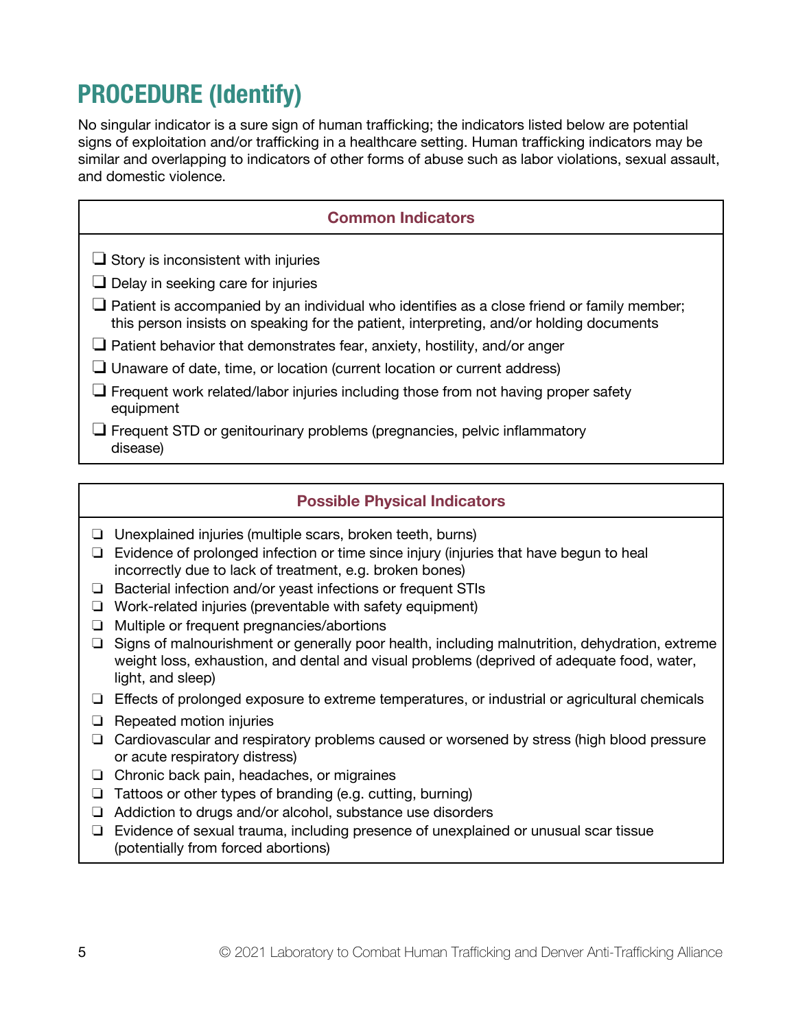# PROCEDURE (Identify)

No singular indicator is a sure sign of human trafficking; the indicators listed below are potential signs of exploitation and/or trafficking in a healthcare setting. Human trafficking indicators may be similar and overlapping to indicators of other forms of abuse such as labor violations, sexual assault, and domestic violence.

| Common Indicators |
| --- |
| ❏ Story is inconsistent with injuries<br>❏ Delay in seeking care for injuries<br>❏ Patient is accompanied by an individual who identifies as a close friend or family member; this person insists on speaking for the patient, interpreting, and/or holding documents<br>❏ Patient behavior that demonstrates fear, anxiety, hostility, and/or anger<br>❏ Unaware of date, time, or location (current location or current address)<br>❏ Frequent work related/labor injuries including those from not having proper safety equipment<br>❏ Frequent STD or genitourinary problems (pregnancies, pelvic inflammatory disease) |

| Possible Physical Indicators |
| --- |
| ❏ Unexplained injuries (multiple scars, broken teeth, burns)<br>❏ Evidence of prolonged infection or time since injury (injuries that have begun to heal incorrectly due to lack of treatment, e.g. broken bones)<br>❏ Bacterial infection and/or yeast infections or frequent STIs<br>❏ Work-related injuries (preventable with safety equipment)<br>❏ Multiple or frequent pregnancies/abortions<br>❏ Signs of malnourishment or generally poor health, including malnutrition, dehydration, extreme weight loss, exhaustion, and dental and visual problems (deprived of adequate food, water, light, and sleep)<br>❏ Effects of prolonged exposure to extreme temperatures, or industrial or agricultural chemicals<br>❏ Repeated motion injuries<br>❏ Cardiovascular and respiratory problems caused or worsened by stress (high blood pressure or acute respiratory distress)<br>❏ Chronic back pain, headaches, or migraines<br>❏ Tattoos or other types of branding (e.g. cutting, burning)<br>❏ Addiction to drugs and/or alcohol, substance use disorders<br>❏ Evidence of sexual trauma, including presence of unexplained or unusual scar tissue (potentially from forced abortions) |

© 2021 Laboratory to Combat Human Trafficking and Denver Anti-Trafficking Alliance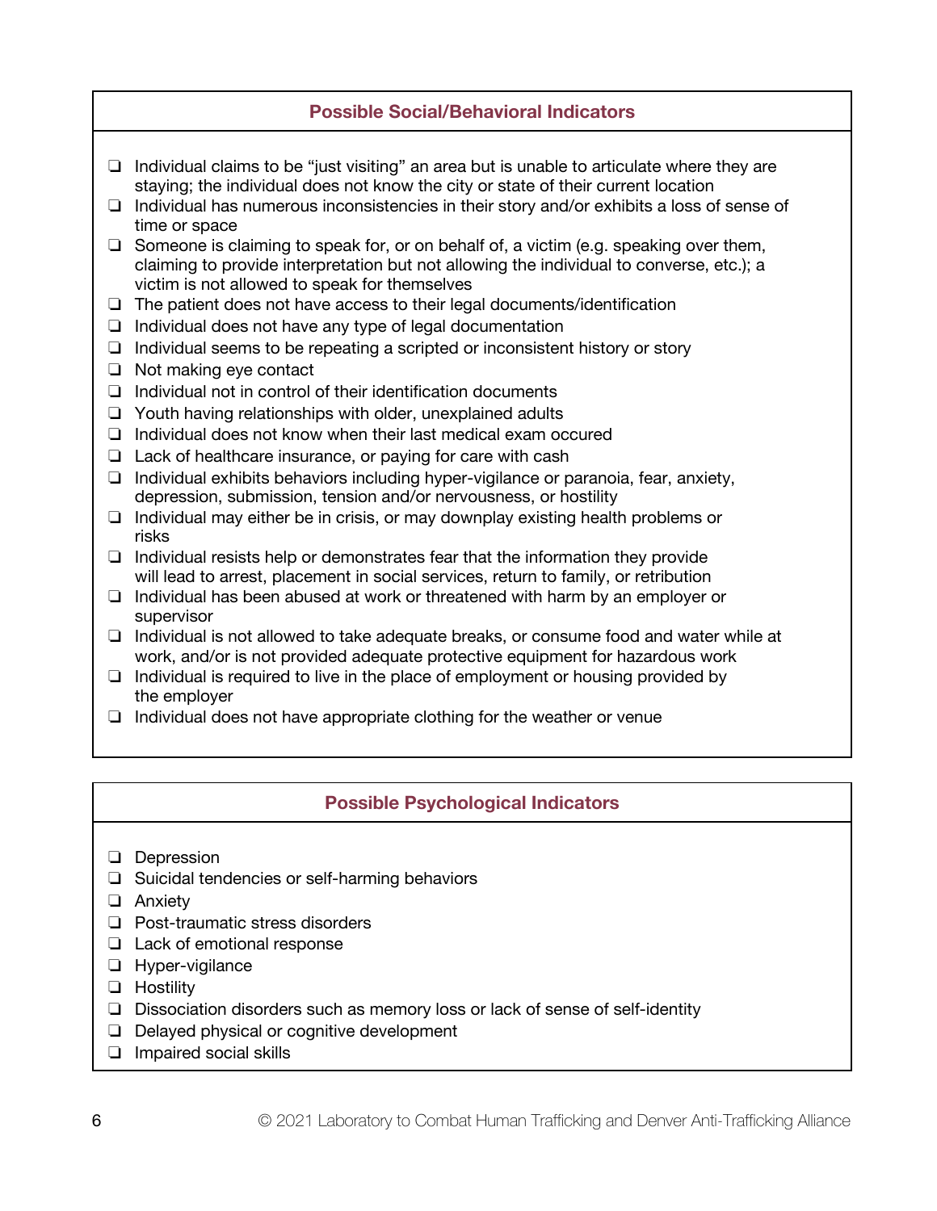## Possible Social/Behavioral Indicators

- ❏ Individual claims to be "just visiting" an area but is unable to articulate where they are staying; the individual does not know the city or state of their current location
- ❏ Individual has numerous inconsistencies in their story and/or exhibits a loss of sense of time or space
- ❏ Someone is claiming to speak for, or on behalf of, a victim (e.g. speaking over them, claiming to provide interpretation but not allowing the individual to converse, etc.); a victim is not allowed to speak for themselves
- ❏ The patient does not have access to their legal documents/identification
- ❏ Individual does not have any type of legal documentation
- ❏ Individual seems to be repeating a scripted or inconsistent history or story
- ❏ Not making eye contact
- ❏ Individual not in control of their identification documents
- ❏ Youth having relationships with older, unexplained adults
- ❏ Individual does not know when their last medical exam occured
- ❏ Lack of healthcare insurance, or paying for care with cash
- ❏ Individual exhibits behaviors including hyper-vigilance or paranoia, fear, anxiety, depression, submission, tension and/or nervousness, or hostility
- ❏ Individual may either be in crisis, or may downplay existing health problems or risks
- ❏ Individual resists help or demonstrates fear that the information they provide will lead to arrest, placement in social services, return to family, or retribution
- ❏ Individual has been abused at work or threatened with harm by an employer or supervisor
- ❏ Individual is not allowed to take adequate breaks, or consume food and water while at work, and/or is not provided adequate protective equipment for hazardous work
- ❏ Individual is required to live in the place of employment or housing provided by the employer
- ❏ Individual does not have appropriate clothing for the weather or venue

## Possible Psychological Indicators

- ❏ Depression
- ❏ Suicidal tendencies or self-harming behaviors
- ❏ Anxiety
- ❏ Post-traumatic stress disorders
- ❏ Lack of emotional response
- ❏ Hyper-vigilance
- ❏ Hostility
- ❏ Dissociation disorders such as memory loss or lack of sense of self-identity
- ❏ Delayed physical or cognitive development
- ❏ Impaired social skills

© 2021 Laboratory to Combat Human Trafficking and Denver Anti-Trafficking Alliance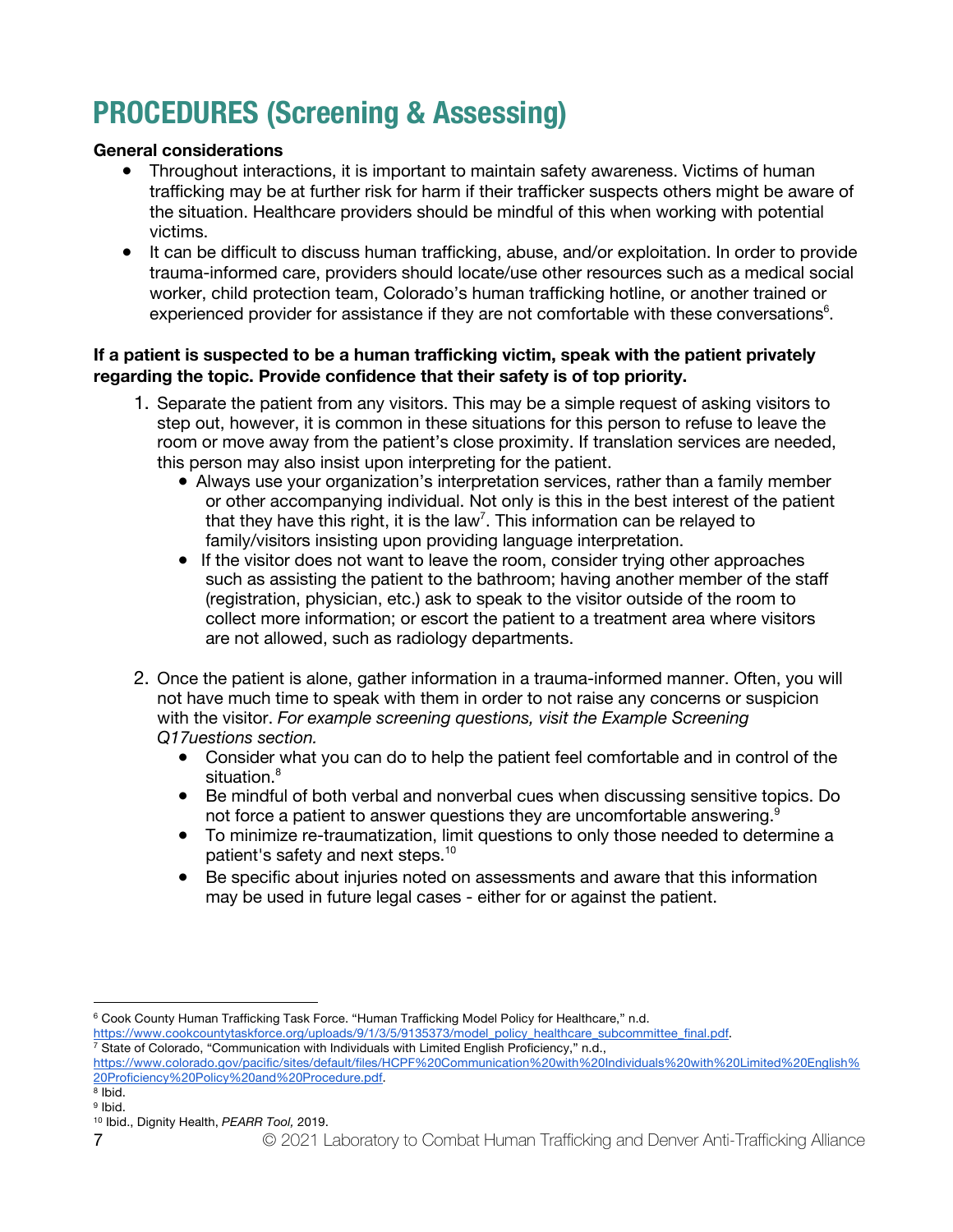# PROCEDURES (Screening & Assessing)

**General considerations**

- Throughout interactions, it is important to maintain safety awareness. Victims of human trafficking may be at further risk for harm if their trafficker suspects others might be aware of the situation. Healthcare providers should be mindful of this when working with potential victims.
- It can be difficult to discuss human trafficking, abuse, and/or exploitation. In order to provide trauma-informed care, providers should locate/use other resources such as a medical social worker, child protection team, Colorado's human trafficking hotline, or another trained or experienced provider for assistance if they are not comfortable with these conversations[6].

**If a patient is suspected to be a human trafficking victim, speak with the patient privately regarding the topic. Provide confidence that their safety is of top priority.**

1. Separate the patient from any visitors. This may be a simple request of asking visitors to step out, however, it is common in these situations for this person to refuse to leave the room or move away from the patient's close proximity. If translation services are needed, this person may also insist upon interpreting for the patient.
   - Always use your organization's interpretation services, rather than a family member or other accompanying individual. Not only is this in the best interest of the patient that they have this right, it is the law[7]. This information can be relayed to family/visitors insisting upon providing language interpretation.
   - If the visitor does not want to leave the room, consider trying other approaches such as assisting the patient to the bathroom; having another member of the staff (registration, physician, etc.) ask to speak to the visitor outside of the room to collect more information; or escort the patient to a treatment area where visitors are not allowed, such as radiology departments.

2. Once the patient is alone, gather information in a trauma-informed manner. Often, you will not have much time to speak with them in order to not raise any concerns or suspicion with the visitor. *For example screening questions, visit the Example Screening Q17uestions section.*
   - Consider what you can do to help the patient feel comfortable and in control of the situation.[8]
   - Be mindful of both verbal and nonverbal cues when discussing sensitive topics. Do not force a patient to answer questions they are uncomfortable answering.[9]
   - To minimize re-traumatization, limit questions to only those needed to determine a patient's safety and next steps.[10]
   - Be specific about injuries noted on assessments and aware that this information may be used in future legal cases - either for or against the patient.

---

[6] Cook County Human Trafficking Task Force. "Human Trafficking Model Policy for Healthcare," n.d. https://www.cookcountytaskforce.org/uploads/9/1/3/5/9135373/model_policy_healthcare_subcommittee_final.pdf.

[7] State of Colorado, "Communication with Individuals with Limited English Proficiency," n.d., https://www.colorado.gov/pacific/sites/default/files/HCPF%20Communication%20with%20Individuals%20with%20Limited%20English%20Proficiency%20Policy%20and%20Procedure.pdf.

[8] Ibid.

[9] Ibid.

[10] Ibid., Dignity Health, *PEARR Tool,* 2019.

© 2021 Laboratory to Combat Human Trafficking and Denver Anti-Trafficking Alliance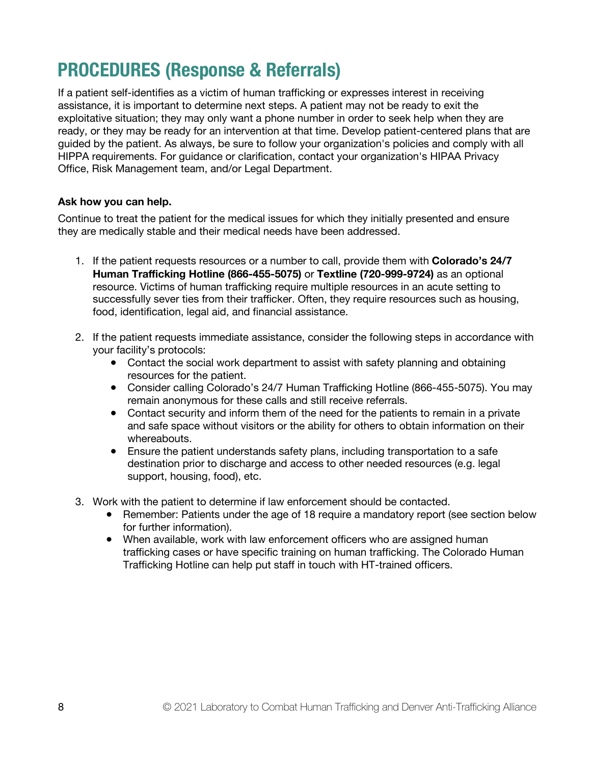# PROCEDURES (Response & Referrals)

If a patient self-identifies as a victim of human trafficking or expresses interest in receiving assistance, it is important to determine next steps. A patient may not be ready to exit the exploitative situation; they may only want a phone number in order to seek help when they are ready, or they may be ready for an intervention at that time. Develop patient-centered plans that are guided by the patient. As always, be sure to follow your organization's policies and comply with all HIPPA requirements. For guidance or clarification, contact your organization's HIPAA Privacy Office, Risk Management team, and/or Legal Department.

**Ask how you can help.**

Continue to treat the patient for the medical issues for which they initially presented and ensure they are medically stable and their medical needs have been addressed.

1. If the patient requests resources or a number to call, provide them with **Colorado's 24/7 Human Trafficking Hotline (866-455-5075)** or **Textline (720-999-9724)** as an optional resource. Victims of human trafficking require multiple resources in an acute setting to successfully sever ties from their trafficker. Often, they require resources such as housing, food, identification, legal aid, and financial assistance.

2. If the patient requests immediate assistance, consider the following steps in accordance with your facility's protocols:
   - Contact the social work department to assist with safety planning and obtaining resources for the patient.
   - Consider calling Colorado's 24/7 Human Trafficking Hotline (866-455-5075). You may remain anonymous for these calls and still receive referrals.
   - Contact security and inform them of the need for the patients to remain in a private and safe space without visitors or the ability for others to obtain information on their whereabouts.
   - Ensure the patient understands safety plans, including transportation to a safe destination prior to discharge and access to other needed resources (e.g. legal support, housing, food), etc.

3. Work with the patient to determine if law enforcement should be contacted.
   - Remember: Patients under the age of 18 require a mandatory report (see section below for further information).
   - When available, work with law enforcement officers who are assigned human trafficking cases or have specific training on human trafficking. The Colorado Human Trafficking Hotline can help put staff in touch with HT-trained officers.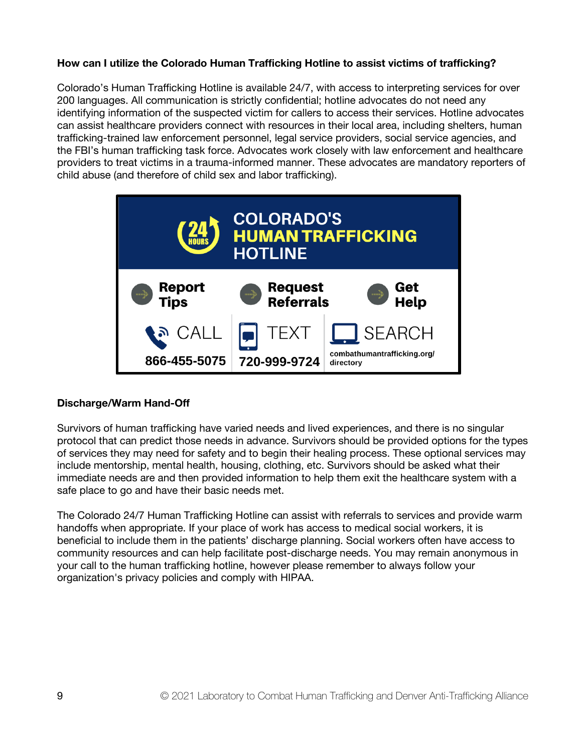**How can I utilize the Colorado Human Trafficking Hotline to assist victims of trafficking?**

Colorado's Human Trafficking Hotline is available 24/7, with access to interpreting services for over 200 languages. All communication is strictly confidential; hotline advocates do not need any identifying information of the suspected victim for callers to access their services. Hotline advocates can assist healthcare providers connect with resources in their local area, including shelters, human trafficking-trained law enforcement personnel, legal service providers, social service agencies, and the FBI's human trafficking task force. Advocates work closely with law enforcement and healthcare providers to treat victims in a trauma-informed manner. These advocates are mandatory reporters of child abuse (and therefore of child sex and labor trafficking).

**24 HOURS — COLORADO'S HUMAN TRAFFICKING HOTLINE**

| Report Tips | Request Referrals | Get Help |
| --- | --- | --- |
| CALL | TEXT | SEARCH |
| 866-455-5075 | 720-999-9724 | combathumantrafficking.org/directory |

**Discharge/Warm Hand-Off**

Survivors of human trafficking have varied needs and lived experiences, and there is no singular protocol that can predict those needs in advance. Survivors should be provided options for the types of services they may need for safety and to begin their healing process. These optional services may include mentorship, mental health, housing, clothing, etc. Survivors should be asked what their immediate needs are and then provided information to help them exit the healthcare system with a safe place to go and have their basic needs met.

The Colorado 24/7 Human Trafficking Hotline can assist with referrals to services and provide warm handoffs when appropriate. If your place of work has access to medical social workers, it is beneficial to include them in the patients' discharge planning. Social workers often have access to community resources and can help facilitate post-discharge needs. You may remain anonymous in your call to the human trafficking hotline, however please remember to always follow your organization's privacy policies and comply with HIPAA.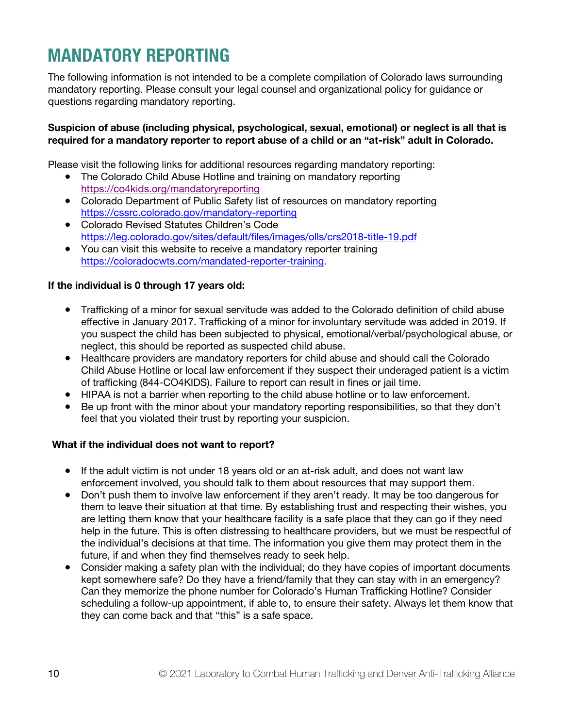# MANDATORY REPORTING

The following information is not intended to be a complete compilation of Colorado laws surrounding mandatory reporting. Please consult your legal counsel and organizational policy for guidance or questions regarding mandatory reporting.

**Suspicion of abuse (including physical, psychological, sexual, emotional) or neglect is all that is required for a mandatory reporter to report abuse of a child or an "at-risk" adult in Colorado.**

Please visit the following links for additional resources regarding mandatory reporting:

- The Colorado Child Abuse Hotline and training on mandatory reporting https://co4kids.org/mandatoryreporting
- Colorado Department of Public Safety list of resources on mandatory reporting https://cssrc.colorado.gov/mandatory-reporting
- Colorado Revised Statutes Children's Code https://leg.colorado.gov/sites/default/files/images/olls/crs2018-title-19.pdf
- You can visit this website to receive a mandatory reporter training https://coloradocwts.com/mandated-reporter-training.

**If the individual is 0 through 17 years old:**

- Trafficking of a minor for sexual servitude was added to the Colorado definition of child abuse effective in January 2017. Trafficking of a minor for involuntary servitude was added in 2019. If you suspect the child has been subjected to physical, emotional/verbal/psychological abuse, or neglect, this should be reported as suspected child abuse.
- Healthcare providers are mandatory reporters for child abuse and should call the Colorado Child Abuse Hotline or local law enforcement if they suspect their underaged patient is a victim of trafficking (844-CO4KIDS). Failure to report can result in fines or jail time.
- HIPAA is not a barrier when reporting to the child abuse hotline or to law enforcement.
- Be up front with the minor about your mandatory reporting responsibilities, so that they don't feel that you violated their trust by reporting your suspicion.

**What if the individual does not want to report?**

- If the adult victim is not under 18 years old or an at-risk adult, and does not want law enforcement involved, you should talk to them about resources that may support them.
- Don't push them to involve law enforcement if they aren't ready. It may be too dangerous for them to leave their situation at that time. By establishing trust and respecting their wishes, you are letting them know that your healthcare facility is a safe place that they can go if they need help in the future. This is often distressing to healthcare providers, but we must be respectful of the individual's decisions at that time. The information you give them may protect them in the future, if and when they find themselves ready to seek help.
- Consider making a safety plan with the individual; do they have copies of important documents kept somewhere safe? Do they have a friend/family that they can stay with in an emergency? Can they memorize the phone number for Colorado's Human Trafficking Hotline? Consider scheduling a follow-up appointment, if able to, to ensure their safety. Always let them know that they can come back and that "this" is a safe space.

© 2021 Laboratory to Combat Human Trafficking and Denver Anti-Trafficking Alliance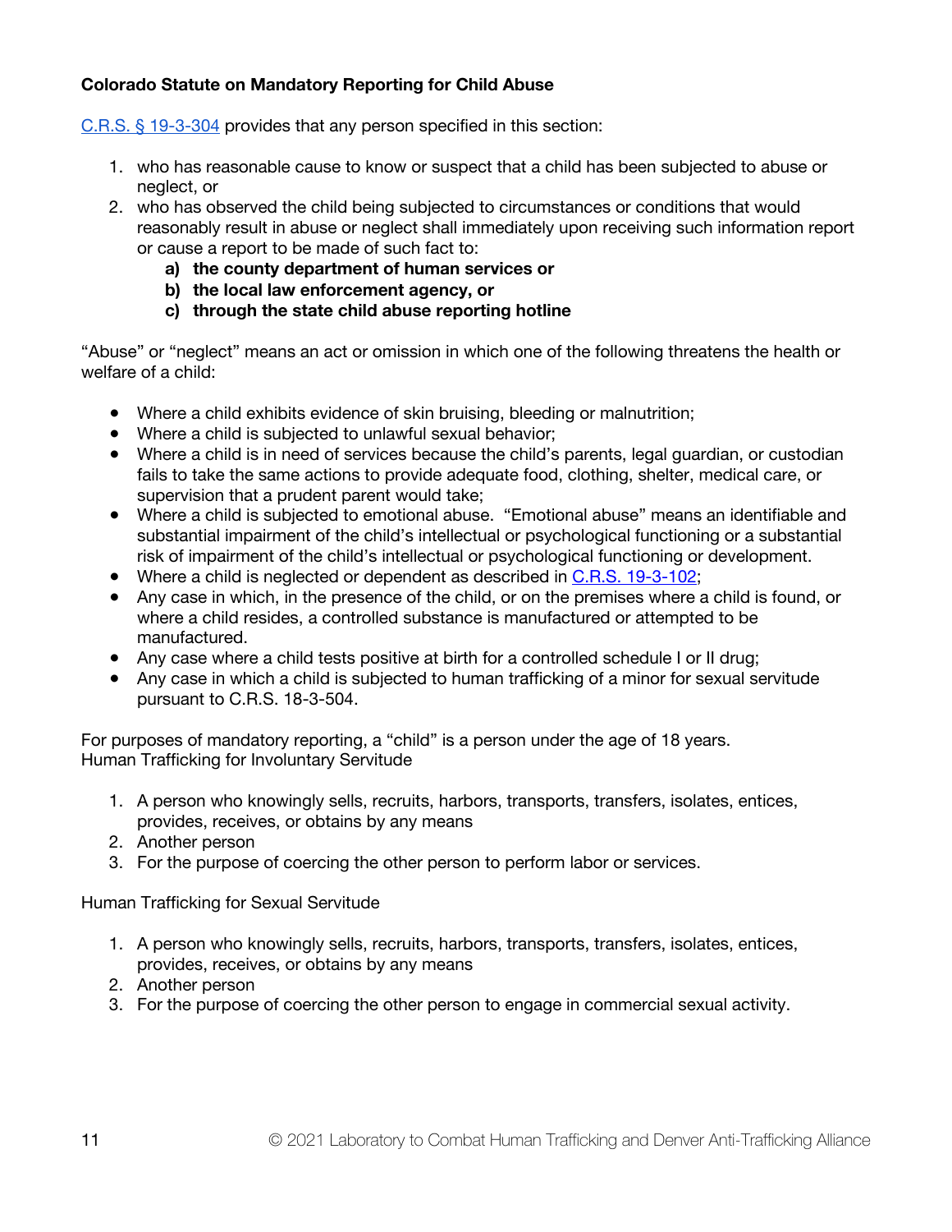**Colorado Statute on Mandatory Reporting for Child Abuse**

[C.R.S. § 19-3-304](#) provides that any person specified in this section:

1. who has reasonable cause to know or suspect that a child has been subjected to abuse or neglect, or
2. who has observed the child being subjected to circumstances or conditions that would reasonably result in abuse or neglect shall immediately upon receiving such information report or cause a report to be made of such fact to:
    a) **the county department of human services or**
    b) **the local law enforcement agency, or**
    c) **through the state child abuse reporting hotline**

"Abuse" or "neglect" means an act or omission in which one of the following threatens the health or welfare of a child:

- Where a child exhibits evidence of skin bruising, bleeding or malnutrition;
- Where a child is subjected to unlawful sexual behavior;
- Where a child is in need of services because the child's parents, legal guardian, or custodian fails to take the same actions to provide adequate food, clothing, shelter, medical care, or supervision that a prudent parent would take;
- Where a child is subjected to emotional abuse. "Emotional abuse" means an identifiable and substantial impairment of the child's intellectual or psychological functioning or a substantial risk of impairment of the child's intellectual or psychological functioning or development.
- Where a child is neglected or dependent as described in [C.R.S. 19-3-102](#);
- Any case in which, in the presence of the child, or on the premises where a child is found, or where a child resides, a controlled substance is manufactured or attempted to be manufactured.
- Any case where a child tests positive at birth for a controlled schedule I or II drug;
- Any case in which a child is subjected to human trafficking of a minor for sexual servitude pursuant to C.R.S. 18-3-504.

For purposes of mandatory reporting, a "child" is a person under the age of 18 years.
Human Trafficking for Involuntary Servitude

1. A person who knowingly sells, recruits, harbors, transports, transfers, isolates, entices, provides, receives, or obtains by any means
2. Another person
3. For the purpose of coercing the other person to perform labor or services.

Human Trafficking for Sexual Servitude

1. A person who knowingly sells, recruits, harbors, transports, transfers, isolates, entices, provides, receives, or obtains by any means
2. Another person
3. For the purpose of coercing the other person to engage in commercial sexual activity.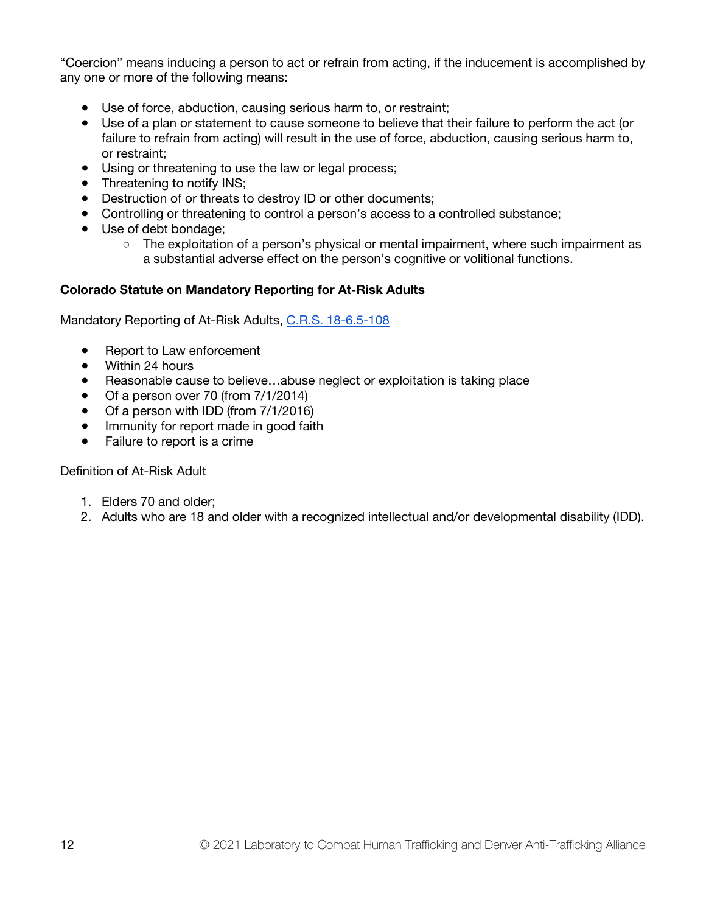"Coercion" means inducing a person to act or refrain from acting, if the inducement is accomplished by any one or more of the following means:

- Use of force, abduction, causing serious harm to, or restraint;
- Use of a plan or statement to cause someone to believe that their failure to perform the act (or failure to refrain from acting) will result in the use of force, abduction, causing serious harm to, or restraint;
- Using or threatening to use the law or legal process;
- Threatening to notify INS;
- Destruction of or threats to destroy ID or other documents;
- Controlling or threatening to control a person's access to a controlled substance;
- Use of debt bondage;
    - The exploitation of a person's physical or mental impairment, where such impairment as a substantial adverse effect on the person's cognitive or volitional functions.

**Colorado Statute on Mandatory Reporting for At-Risk Adults**

Mandatory Reporting of At-Risk Adults, [C.R.S. 18-6.5-108]

- Report to Law enforcement
- Within 24 hours
- Reasonable cause to believe…abuse neglect or exploitation is taking place
- Of a person over 70 (from 7/1/2014)
- Of a person with IDD (from 7/1/2016)
- Immunity for report made in good faith
- Failure to report is a crime

Definition of At-Risk Adult

1. Elders 70 and older;
2. Adults who are 18 and older with a recognized intellectual and/or developmental disability (IDD).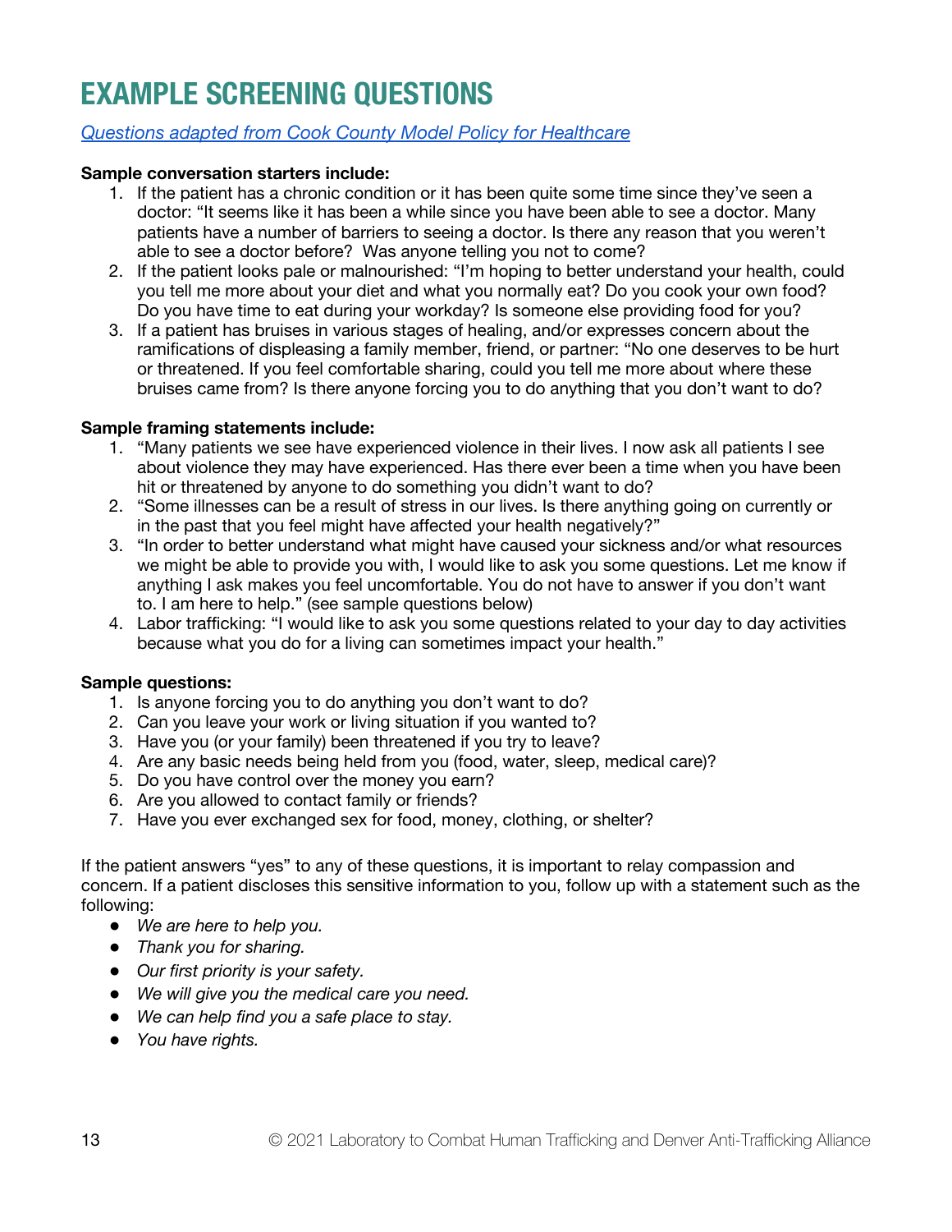# EXAMPLE SCREENING QUESTIONS

*[Questions adapted from Cook County Model Policy for Healthcare]*

**Sample conversation starters include:**

1. If the patient has a chronic condition or it has been quite some time since they've seen a doctor: "It seems like it has been a while since you have been able to see a doctor. Many patients have a number of barriers to seeing a doctor. Is there any reason that you weren't able to see a doctor before? Was anyone telling you not to come?
2. If the patient looks pale or malnourished: "I'm hoping to better understand your health, could you tell me more about your diet and what you normally eat? Do you cook your own food? Do you have time to eat during your workday? Is someone else providing food for you?
3. If a patient has bruises in various stages of healing, and/or expresses concern about the ramifications of displeasing a family member, friend, or partner: "No one deserves to be hurt or threatened. If you feel comfortable sharing, could you tell me more about where these bruises came from? Is there anyone forcing you to do anything that you don't want to do?

**Sample framing statements include:**

1. "Many patients we see have experienced violence in their lives. I now ask all patients I see about violence they may have experienced. Has there ever been a time when you have been hit or threatened by anyone to do something you didn't want to do?
2. "Some illnesses can be a result of stress in our lives. Is there anything going on currently or in the past that you feel might have affected your health negatively?"
3. "In order to better understand what might have caused your sickness and/or what resources we might be able to provide you with, I would like to ask you some questions. Let me know if anything I ask makes you feel uncomfortable. You do not have to answer if you don't want to. I am here to help." (see sample questions below)
4. Labor trafficking: "I would like to ask you some questions related to your day to day activities because what you do for a living can sometimes impact your health."

**Sample questions:**

1. Is anyone forcing you to do anything you don't want to do?
2. Can you leave your work or living situation if you wanted to?
3. Have you (or your family) been threatened if you try to leave?
4. Are any basic needs being held from you (food, water, sleep, medical care)?
5. Do you have control over the money you earn?
6. Are you allowed to contact family or friends?
7. Have you ever exchanged sex for food, money, clothing, or shelter?

If the patient answers "yes" to any of these questions, it is important to relay compassion and concern. If a patient discloses this sensitive information to you, follow up with a statement such as the following:

- *We are here to help you.*
- *Thank you for sharing.*
- *Our first priority is your safety.*
- *We will give you the medical care you need.*
- *We can help find you a safe place to stay.*
- *You have rights.*

© 2021 Laboratory to Combat Human Trafficking and Denver Anti-Trafficking Alliance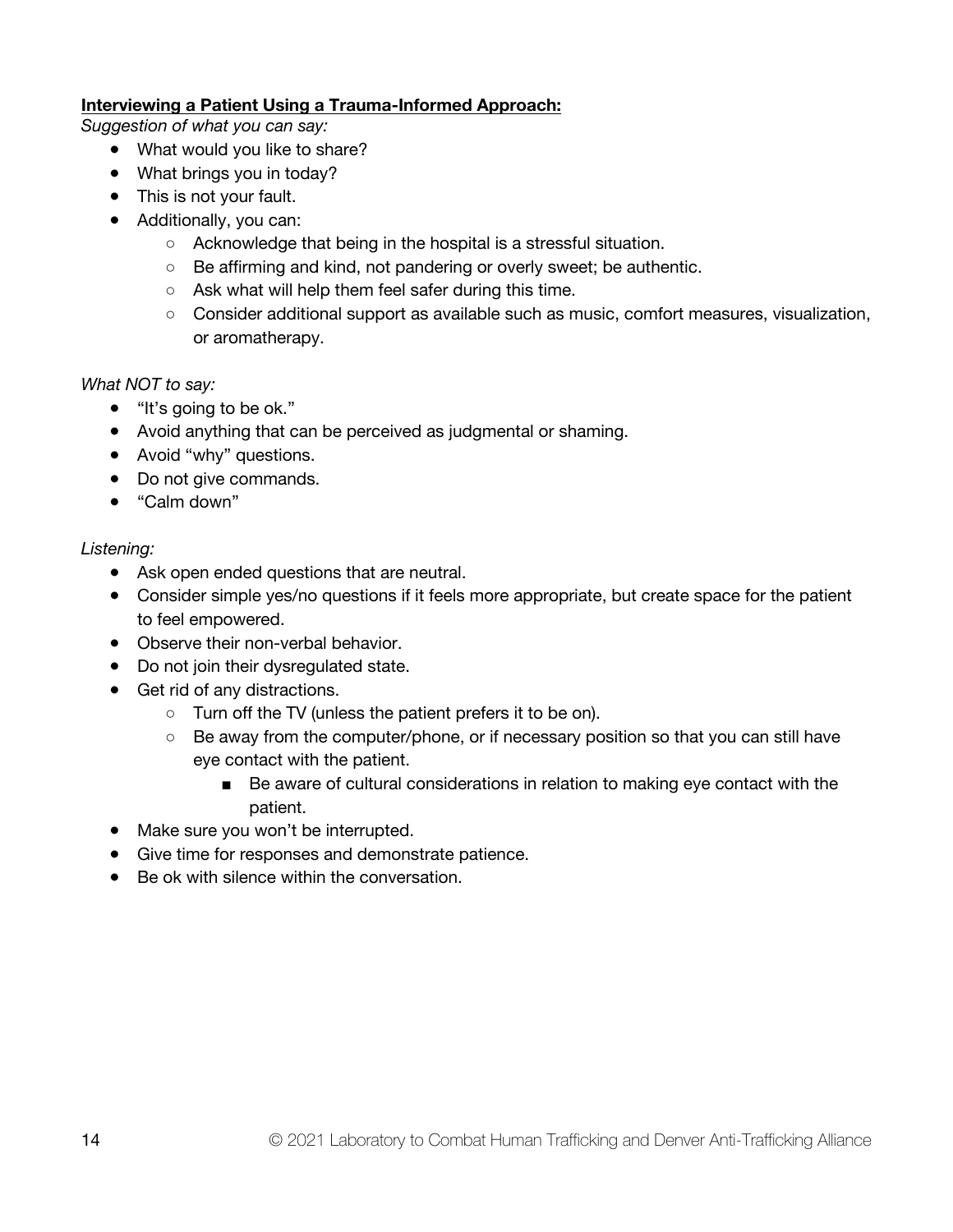**Interviewing a Patient Using a Trauma-Informed Approach:**

*Suggestion of what you can say:*

- What would you like to share?
- What brings you in today?
- This is not your fault.
- Additionally, you can:
    - Acknowledge that being in the hospital is a stressful situation.
    - Be affirming and kind, not pandering or overly sweet; be authentic.
    - Ask what will help them feel safer during this time.
    - Consider additional support as available such as music, comfort measures, visualization, or aromatherapy.

*What NOT to say:*

- "It's going to be ok."
- Avoid anything that can be perceived as judgmental or shaming.
- Avoid "why" questions.
- Do not give commands.
- "Calm down"

*Listening:*

- Ask open ended questions that are neutral.
- Consider simple yes/no questions if it feels more appropriate, but create space for the patient to feel empowered.
- Observe their non-verbal behavior.
- Do not join their dysregulated state.
- Get rid of any distractions.
    - Turn off the TV (unless the patient prefers it to be on).
    - Be away from the computer/phone, or if necessary position so that you can still have eye contact with the patient.
        - Be aware of cultural considerations in relation to making eye contact with the patient.
- Make sure you won't be interrupted.
- Give time for responses and demonstrate patience.
- Be ok with silence within the conversation.

© 2021 Laboratory to Combat Human Trafficking and Denver Anti-Trafficking Alliance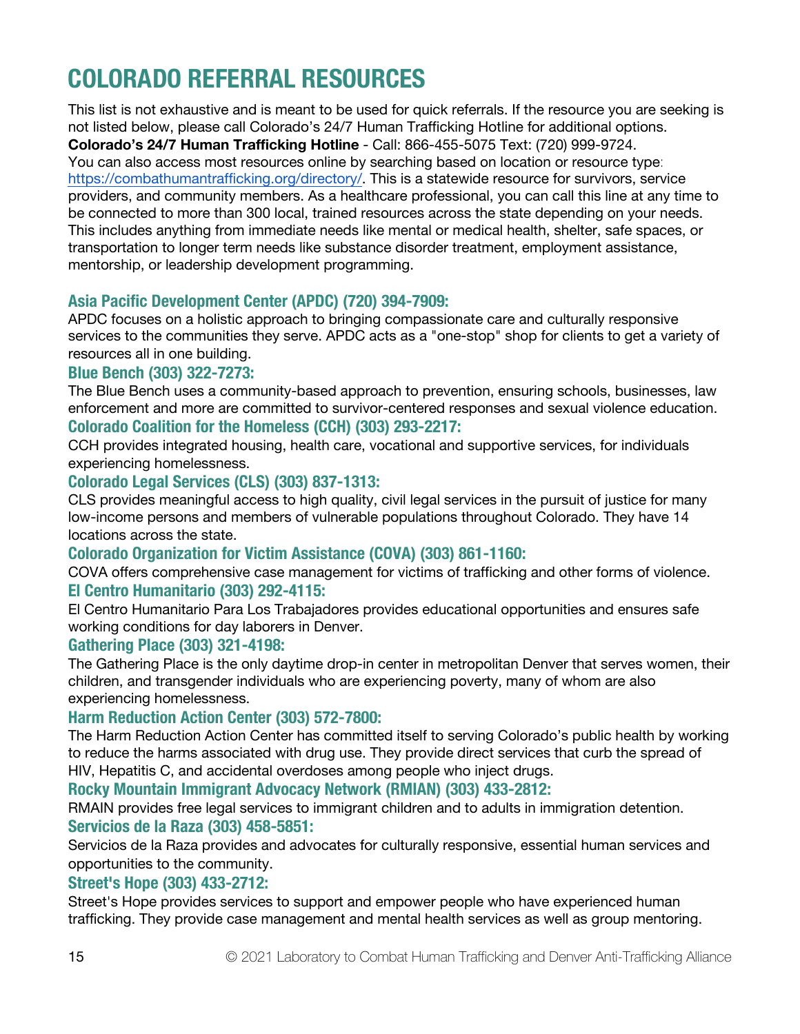# COLORADO REFERRAL RESOURCES

This list is not exhaustive and is meant to be used for quick referrals. If the resource you are seeking is not listed below, please call Colorado's 24/7 Human Trafficking Hotline for additional options.
**Colorado's 24/7 Human Trafficking Hotline** - Call: 866-455-5075 Text: (720) 999-9724.
You can also access most resources online by searching based on location or resource type: https://combathumantrafficking.org/directory/. This is a statewide resource for survivors, service providers, and community members. As a healthcare professional, you can call this line at any time to be connected to more than 300 local, trained resources across the state depending on your needs. This includes anything from immediate needs like mental or medical health, shelter, safe spaces, or transportation to longer term needs like substance disorder treatment, employment assistance, mentorship, or leadership development programming.

### Asia Pacific Development Center (APDC) (720) 394-7909:

APDC focuses on a holistic approach to bringing compassionate care and culturally responsive services to the communities they serve. APDC acts as a "one-stop" shop for clients to get a variety of resources all in one building.

### Blue Bench (303) 322-7273:

The Blue Bench uses a community-based approach to prevention, ensuring schools, businesses, law enforcement and more are committed to survivor-centered responses and sexual violence education.

### Colorado Coalition for the Homeless (CCH) (303) 293-2217:

CCH provides integrated housing, health care, vocational and supportive services, for individuals experiencing homelessness.

### Colorado Legal Services (CLS) (303) 837-1313:

CLS provides meaningful access to high quality, civil legal services in the pursuit of justice for many low-income persons and members of vulnerable populations throughout Colorado. They have 14 locations across the state.

### Colorado Organization for Victim Assistance (COVA) (303) 861-1160:

COVA offers comprehensive case management for victims of trafficking and other forms of violence.

### El Centro Humanitario (303) 292-4115:

El Centro Humanitario Para Los Trabajadores provides educational opportunities and ensures safe working conditions for day laborers in Denver.

### Gathering Place (303) 321-4198:

The Gathering Place is the only daytime drop-in center in metropolitan Denver that serves women, their children, and transgender individuals who are experiencing poverty, many of whom are also experiencing homelessness.

### Harm Reduction Action Center (303) 572-7800:

The Harm Reduction Action Center has committed itself to serving Colorado's public health by working to reduce the harms associated with drug use. They provide direct services that curb the spread of HIV, Hepatitis C, and accidental overdoses among people who inject drugs.

### Rocky Mountain Immigrant Advocacy Network (RMIAN) (303) 433-2812:

RMAIN provides free legal services to immigrant children and to adults in immigration detention.

### Servicios de la Raza (303) 458-5851:

Servicios de la Raza provides and advocates for culturally responsive, essential human services and opportunities to the community.

### Street's Hope (303) 433-2712:

Street's Hope provides services to support and empower people who have experienced human trafficking. They provide case management and mental health services as well as group mentoring.

© 2021 Laboratory to Combat Human Trafficking and Denver Anti-Trafficking Alliance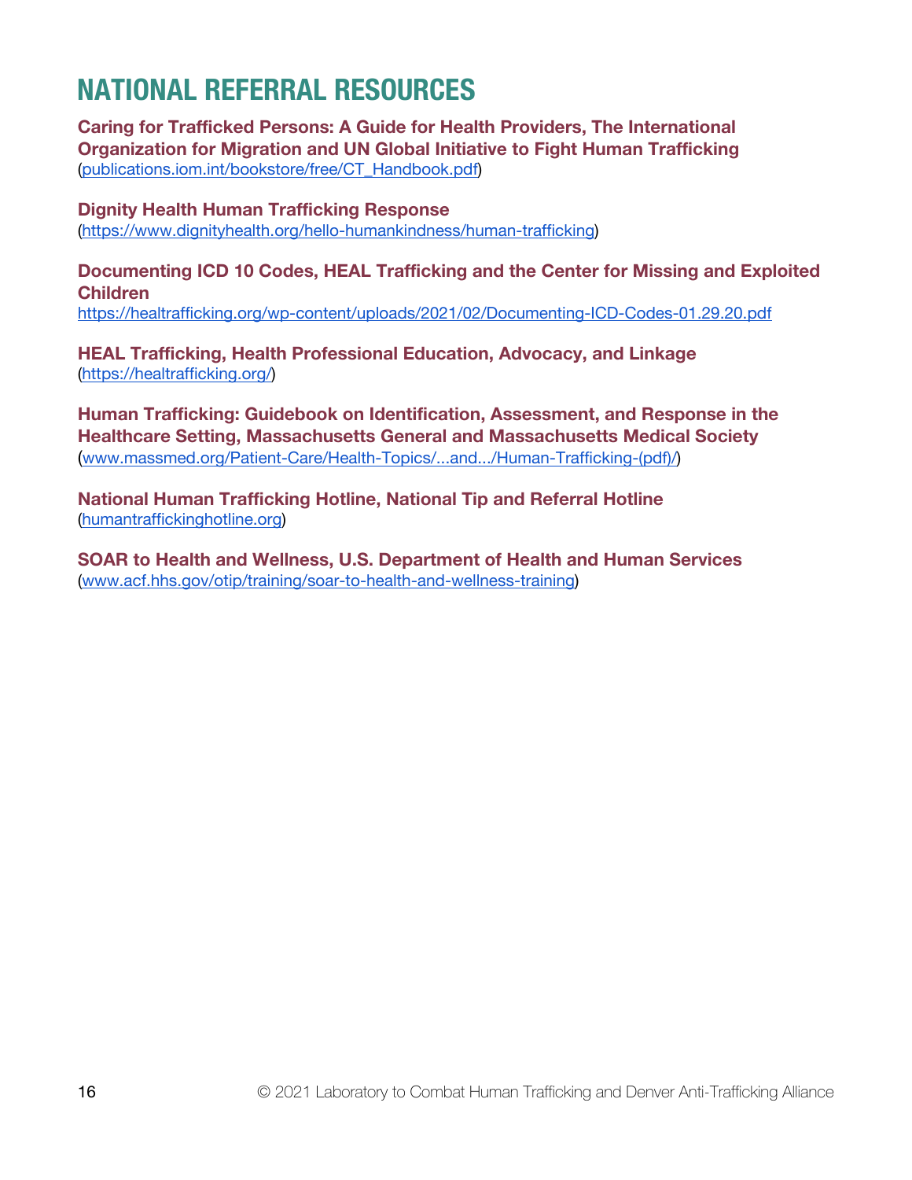# NATIONAL REFERRAL RESOURCES

**Caring for Trafficked Persons: A Guide for Health Providers, The International Organization for Migration and UN Global Initiative to Fight Human Trafficking**
(publications.iom.int/bookstore/free/CT_Handbook.pdf)

**Dignity Health Human Trafficking Response**
(https://www.dignityhealth.org/hello-humankindness/human-trafficking)

**Documenting ICD 10 Codes, HEAL Trafficking and the Center for Missing and Exploited Children**
https://healtrafficking.org/wp-content/uploads/2021/02/Documenting-ICD-Codes-01.29.20.pdf

**HEAL Trafficking, Health Professional Education, Advocacy, and Linkage**
(https://healtrafficking.org/)

**Human Trafficking: Guidebook on Identification, Assessment, and Response in the Healthcare Setting, Massachusetts General and Massachusetts Medical Society**
(www.massmed.org/Patient-Care/Health-Topics/...and.../Human-Trafficking-(pdf)/)

**National Human Trafficking Hotline, National Tip and Referral Hotline**
(humantraffickinghotline.org)

**SOAR to Health and Wellness, U.S. Department of Health and Human Services**
(www.acf.hhs.gov/otip/training/soar-to-health-and-wellness-training)

© 2021 Laboratory to Combat Human Trafficking and Denver Anti-Trafficking Alliance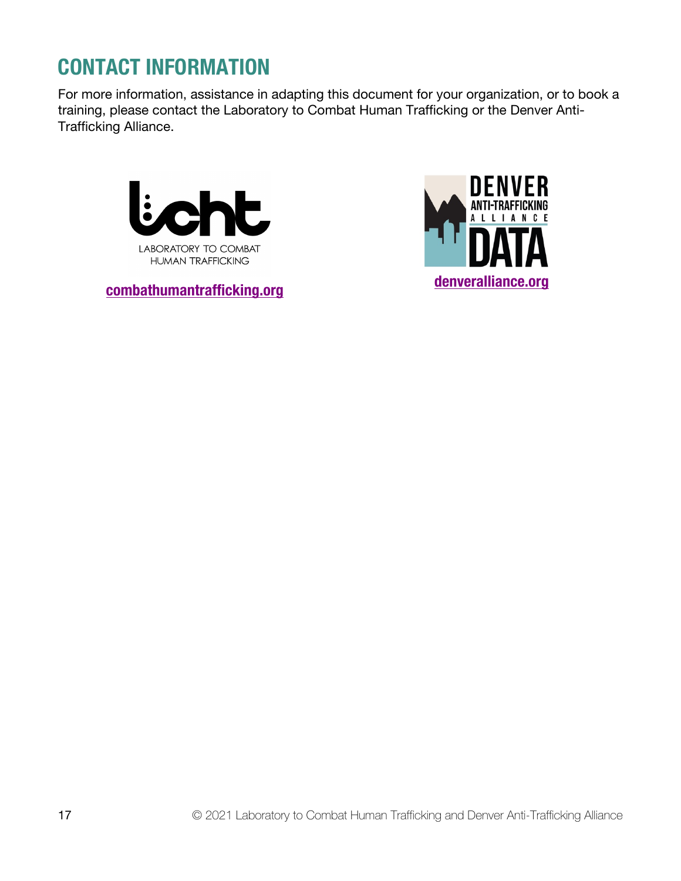## CONTACT INFORMATION

For more information, assistance in adapting this document for your organization, or to book a training, please contact the Laboratory to Combat Human Trafficking or the Denver Anti-Trafficking Alliance.

LABORATORY TO COMBAT HUMAN TRAFFICKING

combathumantrafficking.org

DENVER ANTI-TRAFFICKING ALLIANCE DATA

denveralliance.org

© 2021 Laboratory to Combat Human Trafficking and Denver Anti-Trafficking Alliance